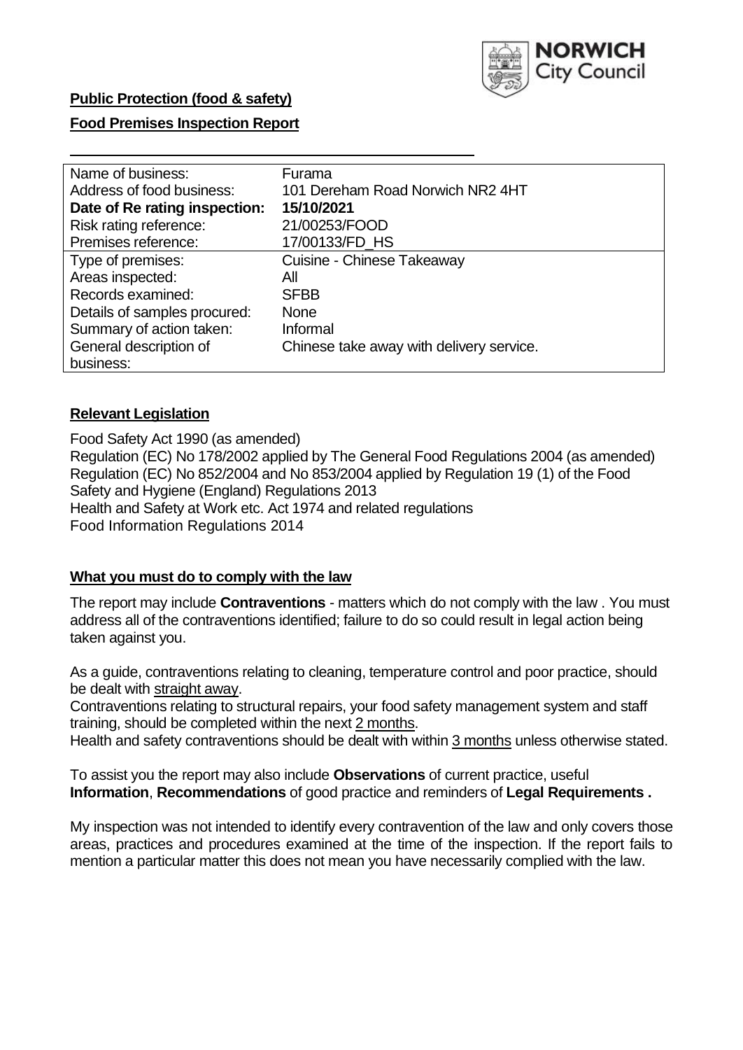**Public Protection (food & safety)**

**Food Premises Inspection Report**

| Name of business: | Furama |
|---|---|
| Address of food business: | 101 Dereham Road Norwich NR2 4HT |
| **Date of Re rating inspection:** | **15/10/2021** |
| Risk rating reference: | 21/00253/FOOD |
| Premises reference: | 17/00133/FD_HS |
| Type of premises: | Cuisine - Chinese Takeaway |
| Areas inspected: | All |
| Records examined: | SFBB |
| Details of samples procured: | None |
| Summary of action taken: | Informal |
| General description of business: | Chinese take away with delivery service. |

## Relevant Legislation

Food Safety Act 1990 (as amended)
Regulation (EC) No 178/2002 applied by The General Food Regulations 2004 (as amended)
Regulation (EC) No 852/2004 and No 853/2004 applied by Regulation 19 (1) of the Food Safety and Hygiene (England) Regulations 2013
Health and Safety at Work etc. Act 1974 and related regulations
Food Information Regulations 2014

## What you must do to comply with the law

The report may include **Contraventions** - matters which do not comply with the law . You must address all of the contraventions identified; failure to do so could result in legal action being taken against you.

As a guide, contraventions relating to cleaning, temperature control and poor practice, should be dealt with straight away.

Contraventions relating to structural repairs, your food safety management system and staff training, should be completed within the next 2 months.

Health and safety contraventions should be dealt with within 3 months unless otherwise stated.

To assist you the report may also include **Observations** of current practice, useful **Information**, **Recommendations** of good practice and reminders of **Legal Requirements .**

My inspection was not intended to identify every contravention of the law and only covers those areas, practices and procedures examined at the time of the inspection. If the report fails to mention a particular matter this does not mean you have necessarily complied with the law.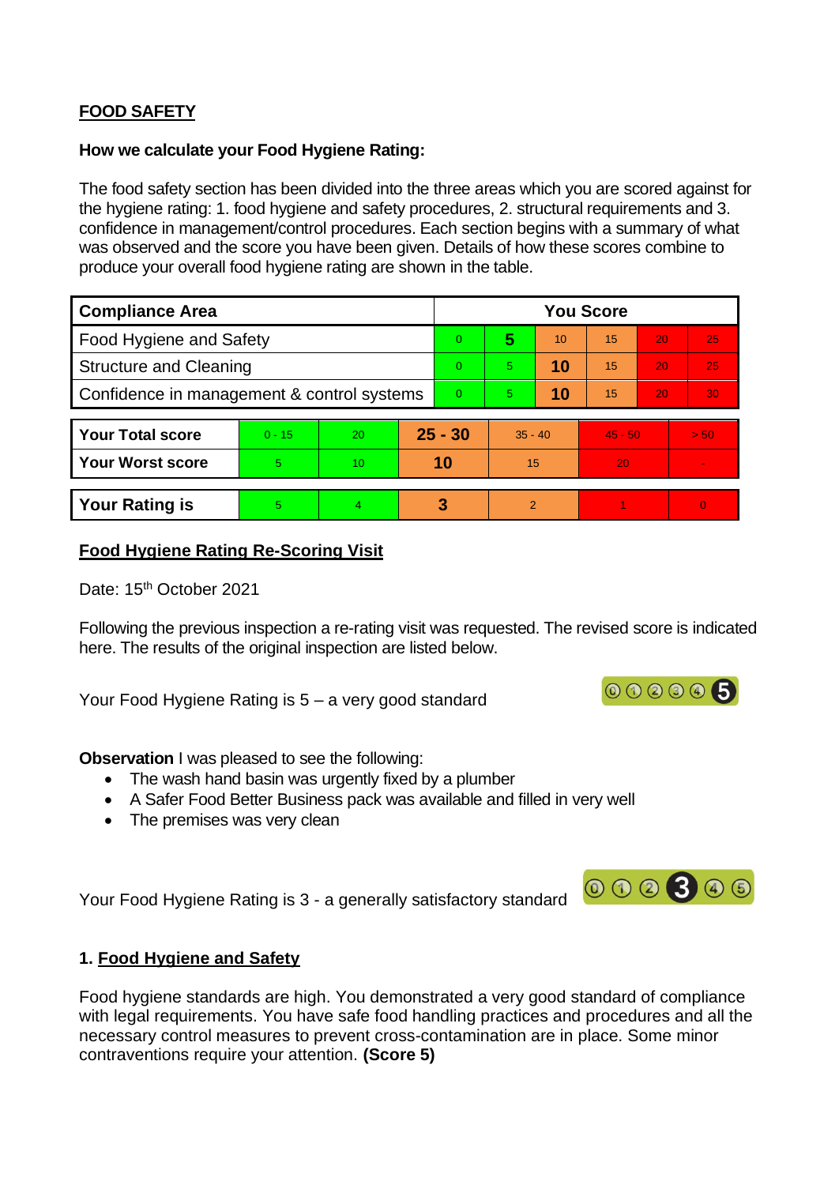## FOOD SAFETY

**How we calculate your Food Hygiene Rating:**

The food safety section has been divided into the three areas which you are scored against for the hygiene rating: 1. food hygiene and safety procedures, 2. structural requirements and 3. confidence in management/control procedures. Each section begins with a summary of what was observed and the score you have been given. Details of how these scores combine to produce your overall food hygiene rating are shown in the table.

| Compliance Area | You Score | | | | | |
|---|---|---|---|---|---|---|
| Food Hygiene and Safety | 0 | **5** | 10 | 15 | 20 | 25 |
| Structure and Cleaning | 0 | 5 | **10** | 15 | 20 | 25 |
| Confidence in management & control systems | 0 | 5 | **10** | 15 | 20 | 30 |

| | | | | | | |
|---|---|---|---|---|---|---|
| **Your Total score** | 0 - 15 | 20 | **25 - 30** | 35 - 40 | 45 - 50 | > 50 |
| **Your Worst score** | 5 | 10 | **10** | 15 | 20 | - |
| **Your Rating is** | 5 | 4 | **3** | 2 | 1 | 0 |

**Food Hygiene Rating Re-Scoring Visit**

Date: 15th October 2021

Following the previous inspection a re-rating visit was requested. The revised score is indicated here. The results of the original inspection are listed below.

Your Food Hygiene Rating is 5 – a very good standard

**Observation** I was pleased to see the following:

- The wash hand basin was urgently fixed by a plumber
- A Safer Food Better Business pack was available and filled in very well
- The premises was very clean

Your Food Hygiene Rating is 3 - a generally satisfactory standard

### 1. Food Hygiene and Safety

Food hygiene standards are high. You demonstrated a very good standard of compliance with legal requirements. You have safe food handling practices and procedures and all the necessary control measures to prevent cross-contamination are in place. Some minor contraventions require your attention. **(Score 5)**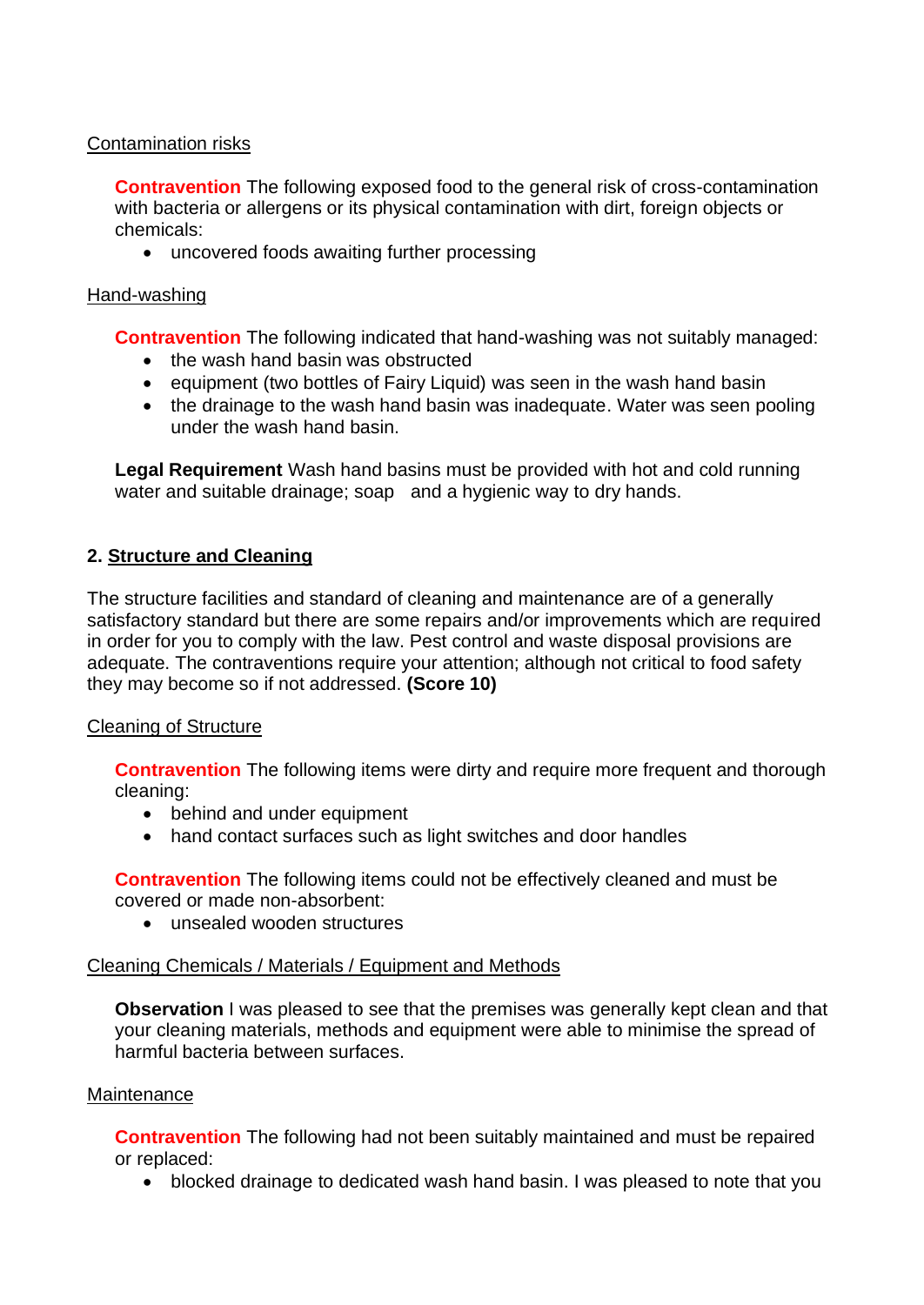Contamination risks

**Contravention** The following exposed food to the general risk of cross-contamination with bacteria or allergens or its physical contamination with dirt, foreign objects or chemicals:

- uncovered foods awaiting further processing

Hand-washing

**Contravention** The following indicated that hand-washing was not suitably managed:

- the wash hand basin was obstructed
- equipment (two bottles of Fairy Liquid) was seen in the wash hand basin
- the drainage to the wash hand basin was inadequate. Water was seen pooling under the wash hand basin.

**Legal Requirement** Wash hand basins must be provided with hot and cold running water and suitable drainage; soap and a hygienic way to dry hands.

## 2. Structure and Cleaning

The structure facilities and standard of cleaning and maintenance are of a generally satisfactory standard but there are some repairs and/or improvements which are required in order for you to comply with the law. Pest control and waste disposal provisions are adequate. The contraventions require your attention; although not critical to food safety they may become so if not addressed. **(Score 10)**

Cleaning of Structure

**Contravention** The following items were dirty and require more frequent and thorough cleaning:

- behind and under equipment
- hand contact surfaces such as light switches and door handles

**Contravention** The following items could not be effectively cleaned and must be covered or made non-absorbent:

- unsealed wooden structures

Cleaning Chemicals / Materials / Equipment and Methods

**Observation** I was pleased to see that the premises was generally kept clean and that your cleaning materials, methods and equipment were able to minimise the spread of harmful bacteria between surfaces.

Maintenance

**Contravention** The following had not been suitably maintained and must be repaired or replaced:

- blocked drainage to dedicated wash hand basin. I was pleased to note that you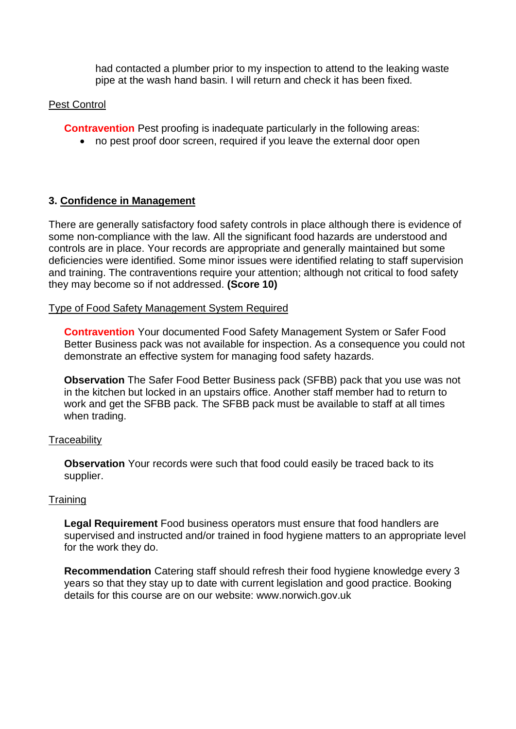had contacted a plumber prior to my inspection to attend to the leaking waste pipe at the wash hand basin. I will return and check it has been fixed.

Pest Control

**Contravention** Pest proofing is inadequate particularly in the following areas:

- no pest proof door screen, required if you leave the external door open

### 3. Confidence in Management

There are generally satisfactory food safety controls in place although there is evidence of some non-compliance with the law. All the significant food hazards are understood and controls are in place. Your records are appropriate and generally maintained but some deficiencies were identified. Some minor issues were identified relating to staff supervision and training. The contraventions require your attention; although not critical to food safety they may become so if not addressed. **(Score 10)**

Type of Food Safety Management System Required

**Contravention** Your documented Food Safety Management System or Safer Food Better Business pack was not available for inspection. As a consequence you could not demonstrate an effective system for managing food safety hazards.

**Observation** The Safer Food Better Business pack (SFBB) pack that you use was not in the kitchen but locked in an upstairs office. Another staff member had to return to work and get the SFBB pack. The SFBB pack must be available to staff at all times when trading.

Traceability

**Observation** Your records were such that food could easily be traced back to its supplier.

Training

**Legal Requirement** Food business operators must ensure that food handlers are supervised and instructed and/or trained in food hygiene matters to an appropriate level for the work they do.

**Recommendation** Catering staff should refresh their food hygiene knowledge every 3 years so that they stay up to date with current legislation and good practice. Booking details for this course are on our website: www.norwich.gov.uk